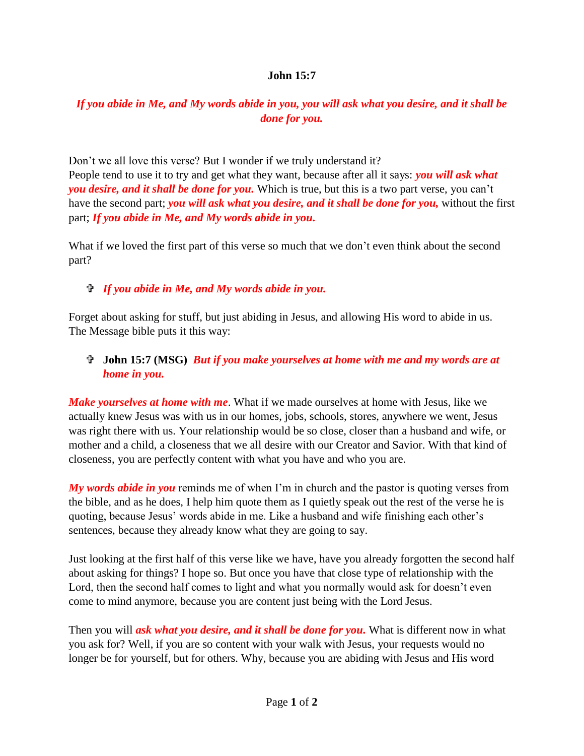**John 15:7**

***If you abide in Me, and My words abide in you, you will ask what you desire, and it shall be done for you.***

Don't we all love this verse? But I wonder if we truly understand it?
People tend to use it to try and get what they want, because after all it says: ***you will ask what you desire, and it shall be done for you.*** Which is true, but this is a two part verse, you can't have the second part; ***you will ask what you desire, and it shall be done for you,*** without the first part; ***If you abide in Me, and My words abide in you.***

What if we loved the first part of this verse so much that we don't even think about the second part?

- ✞ ***If you abide in Me, and My words abide in you.***

Forget about asking for stuff, but just abiding in Jesus, and allowing His word to abide in us. The Message bible puts it this way:

- ✞ **John 15:7 (MSG)** ***But if you make yourselves at home with me and my words are at home in you.***

***Make yourselves at home with me***. What if we made ourselves at home with Jesus, like we actually knew Jesus was with us in our homes, jobs, schools, stores, anywhere we went, Jesus was right there with us. Your relationship would be so close, closer than a husband and wife, or mother and a child, a closeness that we all desire with our Creator and Savior. With that kind of closeness, you are perfectly content with what you have and who you are.

***My words abide in you*** reminds me of when I'm in church and the pastor is quoting verses from the bible, and as he does, I help him quote them as I quietly speak out the rest of the verse he is quoting, because Jesus' words abide in me. Like a husband and wife finishing each other's sentences, because they already know what they are going to say.

Just looking at the first half of this verse like we have, have you already forgotten the second half about asking for things? I hope so. But once you have that close type of relationship with the Lord, then the second half comes to light and what you normally would ask for doesn't even come to mind anymore, because you are content just being with the Lord Jesus.

Then you will ***ask what you desire, and it shall be done for you.*** What is different now in what you ask for? Well, if you are so content with your walk with Jesus, your requests would no longer be for yourself, but for others. Why, because you are abiding with Jesus and His word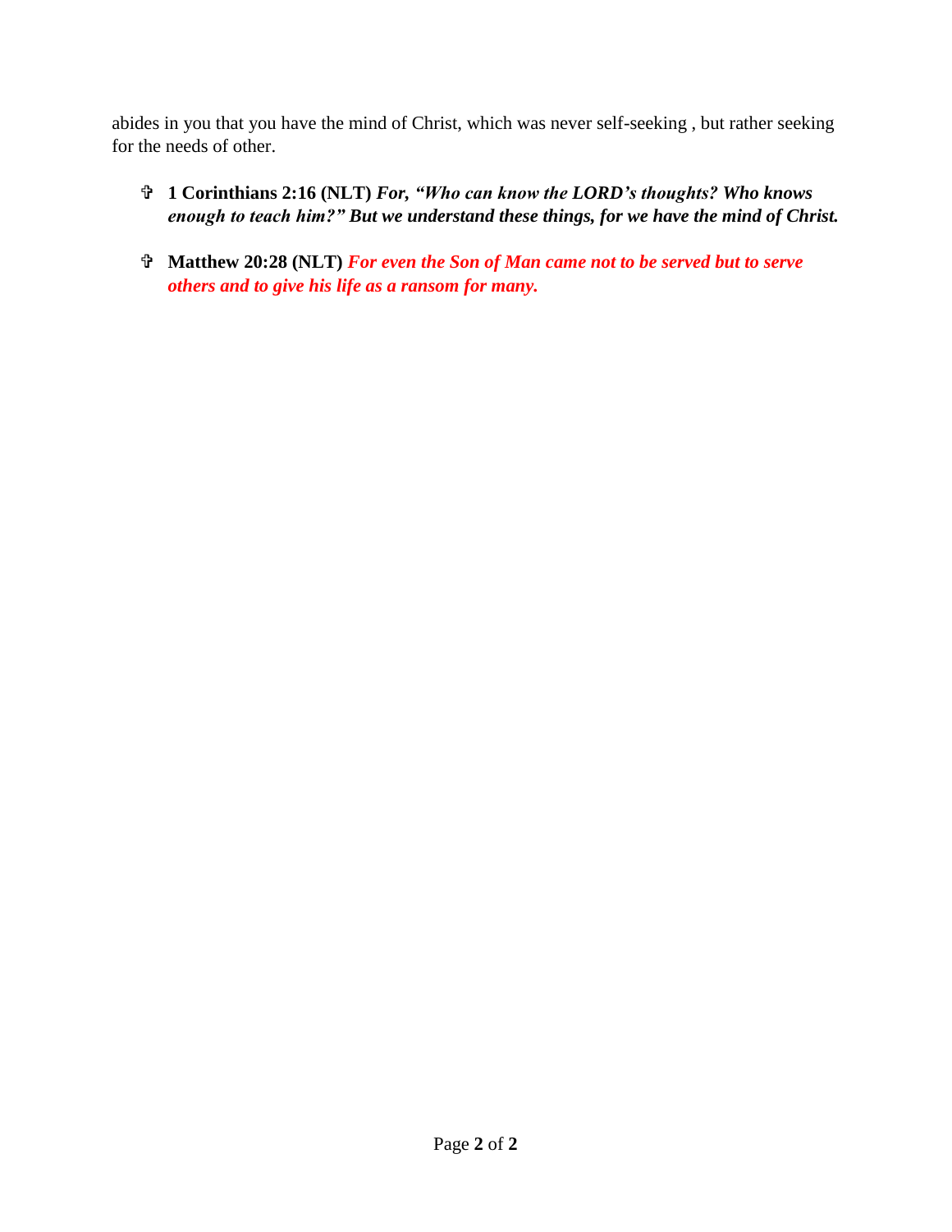abides in you that you have the mind of Christ, which was never self-seeking , but rather seeking for the needs of other.

- ✞ **1 Corinthians 2:16 (NLT)** ***For, "Who can know the LORD's thoughts? Who knows enough to teach him?" But we understand these things, for we have the mind of Christ.***

- ✞ **Matthew 20:28 (NLT)** ***For even the Son of Man came not to be served but to serve others and to give his life as a ransom for many.***